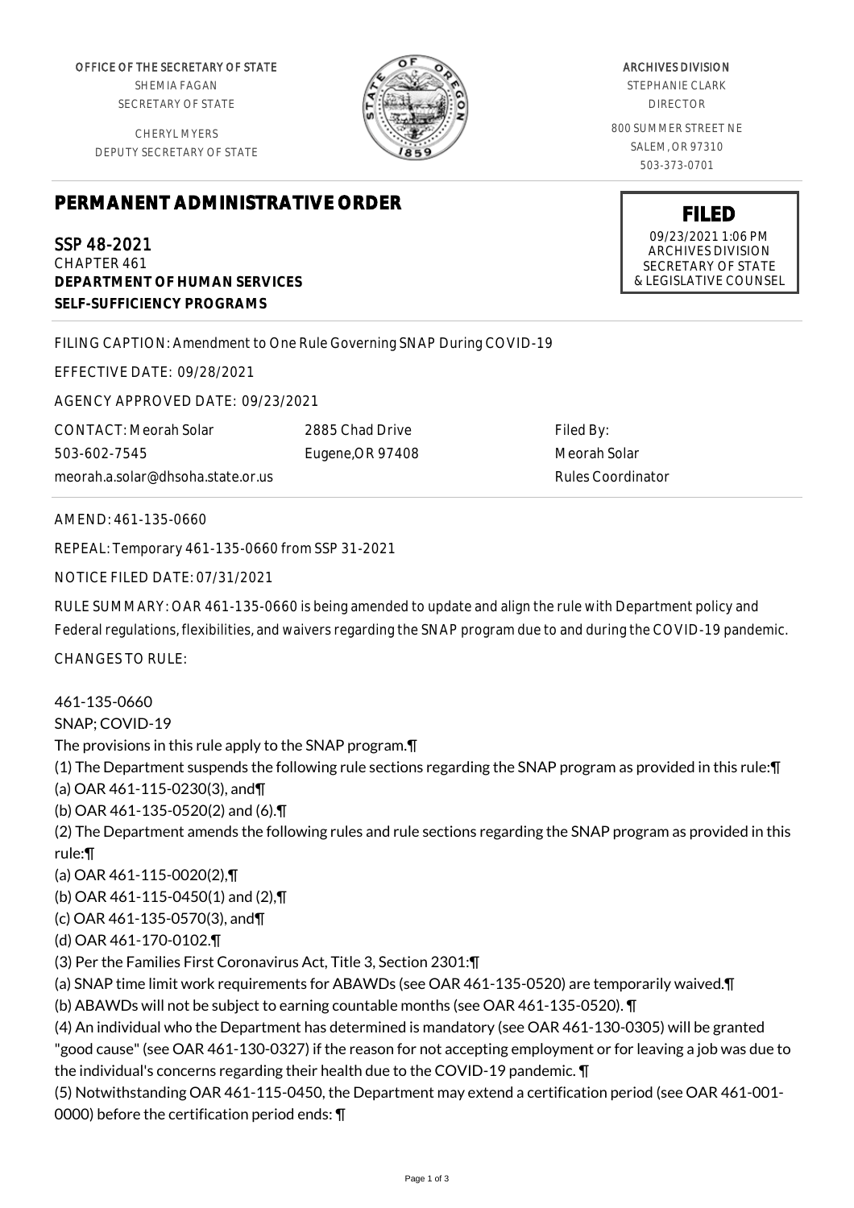OFFICE OF THE SECRETARY OF STATE
SHEMIA FAGAN
SECRETARY OF STATE

CHERYL MYERS
DEPUTY SECRETARY OF STATE

ARCHIVES DIVISION
STEPHANIE CLARK
DIRECTOR

800 SUMMER STREET NE
SALEM, OR 97310
503-373-0701

**FILED**
09/23/2021 1:06 PM
ARCHIVES DIVISION
SECRETARY OF STATE
& LEGISLATIVE COUNSEL

# PERMANENT ADMINISTRATIVE ORDER

SSP 48-2021
CHAPTER 461
**DEPARTMENT OF HUMAN SERVICES**
**SELF-SUFFICIENCY PROGRAMS**

FILING CAPTION: Amendment to One Rule Governing SNAP During COVID-19

EFFECTIVE DATE: 09/28/2021

AGENCY APPROVED DATE: 09/23/2021

CONTACT: Meorah Solar
503-602-7545
meorah.a.solar@dhsoha.state.or.us

2885 Chad Drive
Eugene,OR 97408

Filed By:
Meorah Solar
Rules Coordinator

AMEND: 461-135-0660

REPEAL: Temporary 461-135-0660 from SSP 31-2021

NOTICE FILED DATE: 07/31/2021

RULE SUMMARY: OAR 461-135-0660 is being amended to update and align the rule with Department policy and Federal regulations, flexibilities, and waivers regarding the SNAP program due to and during the COVID-19 pandemic.

CHANGES TO RULE:

461-135-0660
SNAP; COVID-19
The provisions in this rule apply to the SNAP program.¶
(1) The Department suspends the following rule sections regarding the SNAP program as provided in this rule:¶
(a) OAR 461-115-0230(3), and¶
(b) OAR 461-135-0520(2) and (6).¶
(2) The Department amends the following rules and rule sections regarding the SNAP program as provided in this rule:¶
(a) OAR 461-115-0020(2),¶
(b) OAR 461-115-0450(1) and (2),¶
(c) OAR 461-135-0570(3), and¶
(d) OAR 461-170-0102.¶
(3) Per the Families First Coronavirus Act, Title 3, Section 2301:¶
(a) SNAP time limit work requirements for ABAWDs (see OAR 461-135-0520) are temporarily waived.¶
(b) ABAWDs will not be subject to earning countable months (see OAR 461-135-0520). ¶
(4) An individual who the Department has determined is mandatory (see OAR 461-130-0305) will be granted "good cause" (see OAR 461-130-0327) if the reason for not accepting employment or for leaving a job was due to the individual's concerns regarding their health due to the COVID-19 pandemic. ¶
(5) Notwithstanding OAR 461-115-0450, the Department may extend a certification period (see OAR 461-001-0000) before the certification period ends: ¶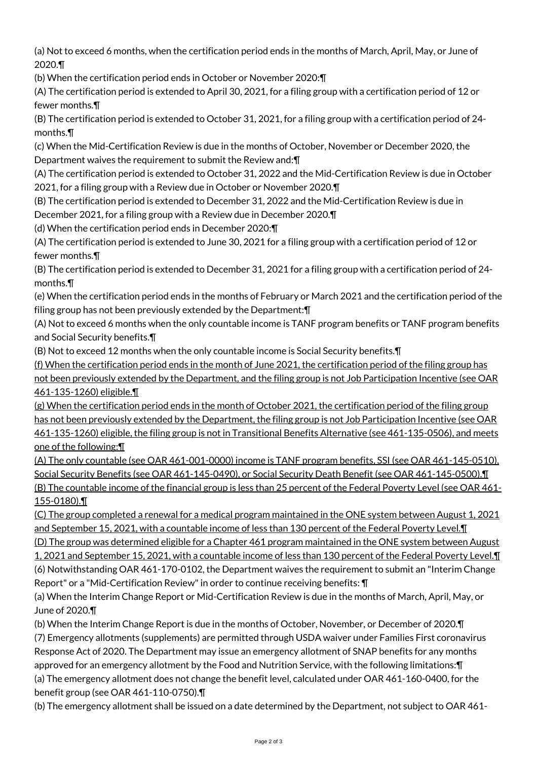(a) Not to exceed 6 months, when the certification period ends in the months of March, April, May, or June of 2020.¶

(b) When the certification period ends in October or November 2020:¶

(A) The certification period is extended to April 30, 2021, for a filing group with a certification period of 12 or fewer months.¶

(B) The certification period is extended to October 31, 2021, for a filing group with a certification period of 24-months.¶

(c) When the Mid-Certification Review is due in the months of October, November or December 2020, the Department waives the requirement to submit the Review and:¶

(A) The certification period is extended to October 31, 2022 and the Mid-Certification Review is due in October 2021, for a filing group with a Review due in October or November 2020.¶

(B) The certification period is extended to December 31, 2022 and the Mid-Certification Review is due in December 2021, for a filing group with a Review due in December 2020.¶

(d) When the certification period ends in December 2020:¶

(A) The certification period is extended to June 30, 2021 for a filing group with a certification period of 12 or fewer months.¶

(B) The certification period is extended to December 31, 2021 for a filing group with a certification period of 24-months.¶

(e) When the certification period ends in the months of February or March 2021 and the certification period of the filing group has not been previously extended by the Department:¶

(A) Not to exceed 6 months when the only countable income is TANF program benefits or TANF program benefits and Social Security benefits.¶

(B) Not to exceed 12 months when the only countable income is Social Security benefits.¶

(f) When the certification period ends in the month of June 2021, the certification period of the filing group has not been previously extended by the Department, and the filing group is not Job Participation Incentive (see OAR 461-135-1260) eligible.¶

(g) When the certification period ends in the month of October 2021, the certification period of the filing group has not been previously extended by the Department, the filing group is not Job Participation Incentive (see OAR 461-135-1260) eligible, the filing group is not in Transitional Benefits Alternative (see 461-135-0506), and meets one of the following:¶

(A) The only countable (see OAR 461-001-0000) income is TANF program benefits, SSI (see OAR 461-145-0510), Social Security Benefits (see OAR 461-145-0490), or Social Security Death Benefit (see OAR 461-145-0500).¶

(B) The countable income of the financial group is less than 25 percent of the Federal Poverty Level (see OAR 461-155-0180).¶

(C) The group completed a renewal for a medical program maintained in the ONE system between August 1, 2021 and September 15, 2021, with a countable income of less than 130 percent of the Federal Poverty Level.¶

(D) The group was determined eligible for a Chapter 461 program maintained in the ONE system between August 1, 2021 and September 15, 2021, with a countable income of less than 130 percent of the Federal Poverty Level.¶

(6) Notwithstanding OAR 461-170-0102, the Department waives the requirement to submit an "Interim Change Report" or a "Mid-Certification Review" in order to continue receiving benefits: ¶

(a) When the Interim Change Report or Mid-Certification Review is due in the months of March, April, May, or June of 2020.¶

(b) When the Interim Change Report is due in the months of October, November, or December of 2020.¶

(7) Emergency allotments (supplements) are permitted through USDA waiver under Families First coronavirus Response Act of 2020. The Department may issue an emergency allotment of SNAP benefits for any months approved for an emergency allotment by the Food and Nutrition Service, with the following limitations:¶

(a) The emergency allotment does not change the benefit level, calculated under OAR 461-160-0400, for the benefit group (see OAR 461-110-0750).¶

(b) The emergency allotment shall be issued on a date determined by the Department, not subject to OAR 461-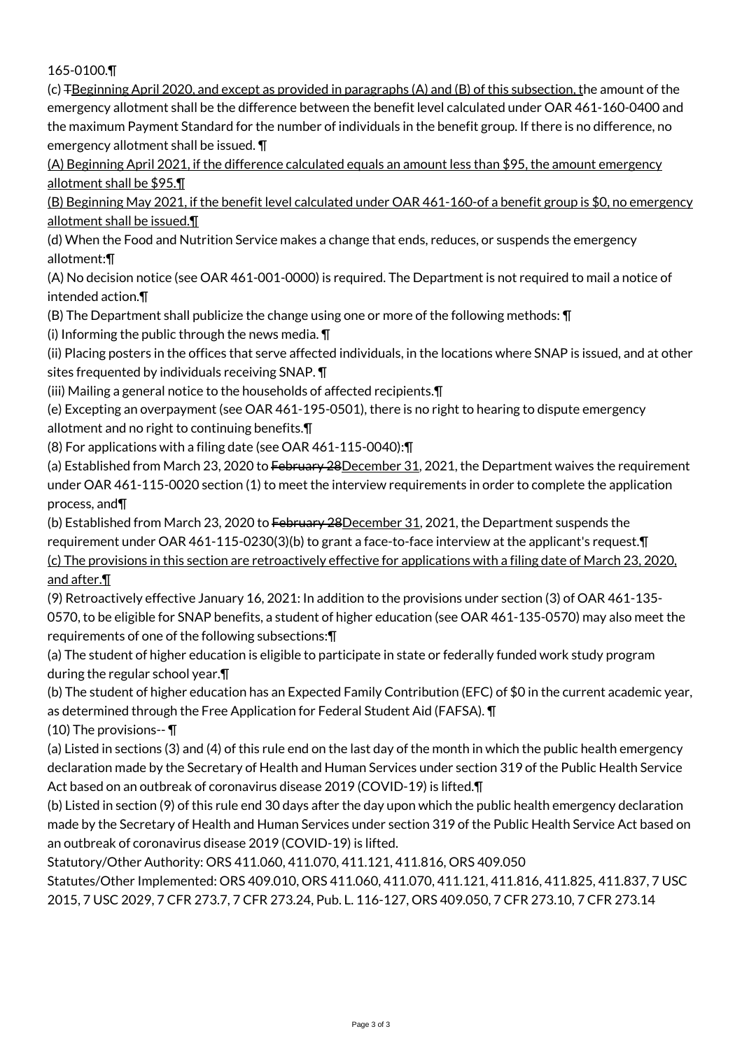165-0100.¶

(c) TBeginning April 2020, and except as provided in paragraphs (A) and (B) of this subsection, the amount of the emergency allotment shall be the difference between the benefit level calculated under OAR 461-160-0400 and the maximum Payment Standard for the number of individuals in the benefit group. If there is no difference, no emergency allotment shall be issued. ¶

(A) Beginning April 2021, if the difference calculated equals an amount less than $95, the amount emergency allotment shall be $95.¶

(B) Beginning May 2021, if the benefit level calculated under OAR 461-160-of a benefit group is $0, no emergency allotment shall be issued.¶

(d) When the Food and Nutrition Service makes a change that ends, reduces, or suspends the emergency allotment:¶

(A) No decision notice (see OAR 461-001-0000) is required. The Department is not required to mail a notice of intended action.¶

(B) The Department shall publicize the change using one or more of the following methods: ¶

(i) Informing the public through the news media. ¶

(ii) Placing posters in the offices that serve affected individuals, in the locations where SNAP is issued, and at other sites frequented by individuals receiving SNAP. ¶

(iii) Mailing a general notice to the households of affected recipients.¶

(e) Excepting an overpayment (see OAR 461-195-0501), there is no right to hearing to dispute emergency allotment and no right to continuing benefits.¶

(8) For applications with a filing date (see OAR 461-115-0040):¶

(a) Established from March 23, 2020 to ~~February 28~~December 31, 2021, the Department waives the requirement under OAR 461-115-0020 section (1) to meet the interview requirements in order to complete the application process, and¶

(b) Established from March 23, 2020 to ~~February 28~~December 31, 2021, the Department suspends the requirement under OAR 461-115-0230(3)(b) to grant a face-to-face interview at the applicant's request.¶

(c) The provisions in this section are retroactively effective for applications with a filing date of March 23, 2020, and after.¶

(9) Retroactively effective January 16, 2021: In addition to the provisions under section (3) of OAR 461-135-0570, to be eligible for SNAP benefits, a student of higher education (see OAR 461-135-0570) may also meet the requirements of one of the following subsections:¶

(a) The student of higher education is eligible to participate in state or federally funded work study program during the regular school year.¶

(b) The student of higher education has an Expected Family Contribution (EFC) of $0 in the current academic year, as determined through the Free Application for Federal Student Aid (FAFSA). ¶

(10) The provisions-- ¶

(a) Listed in sections (3) and (4) of this rule end on the last day of the month in which the public health emergency declaration made by the Secretary of Health and Human Services under section 319 of the Public Health Service Act based on an outbreak of coronavirus disease 2019 (COVID-19) is lifted.¶

(b) Listed in section (9) of this rule end 30 days after the day upon which the public health emergency declaration made by the Secretary of Health and Human Services under section 319 of the Public Health Service Act based on an outbreak of coronavirus disease 2019 (COVID-19) is lifted.

Statutory/Other Authority: ORS 411.060, 411.070, 411.121, 411.816, ORS 409.050

Statutes/Other Implemented: ORS 409.010, ORS 411.060, 411.070, 411.121, 411.816, 411.825, 411.837, 7 USC 2015, 7 USC 2029, 7 CFR 273.7, 7 CFR 273.24, Pub. L. 116-127, ORS 409.050, 7 CFR 273.10, 7 CFR 273.14